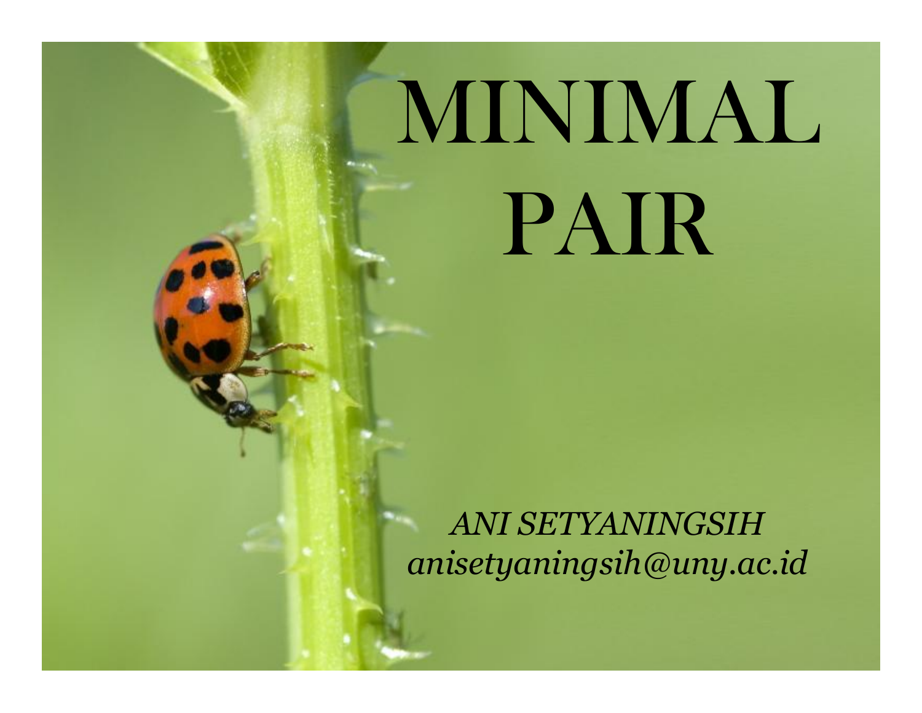# MINIMAL PAIR

*ANI SETYANINGSIH*
*anisetyaningsih@uny.ac.id*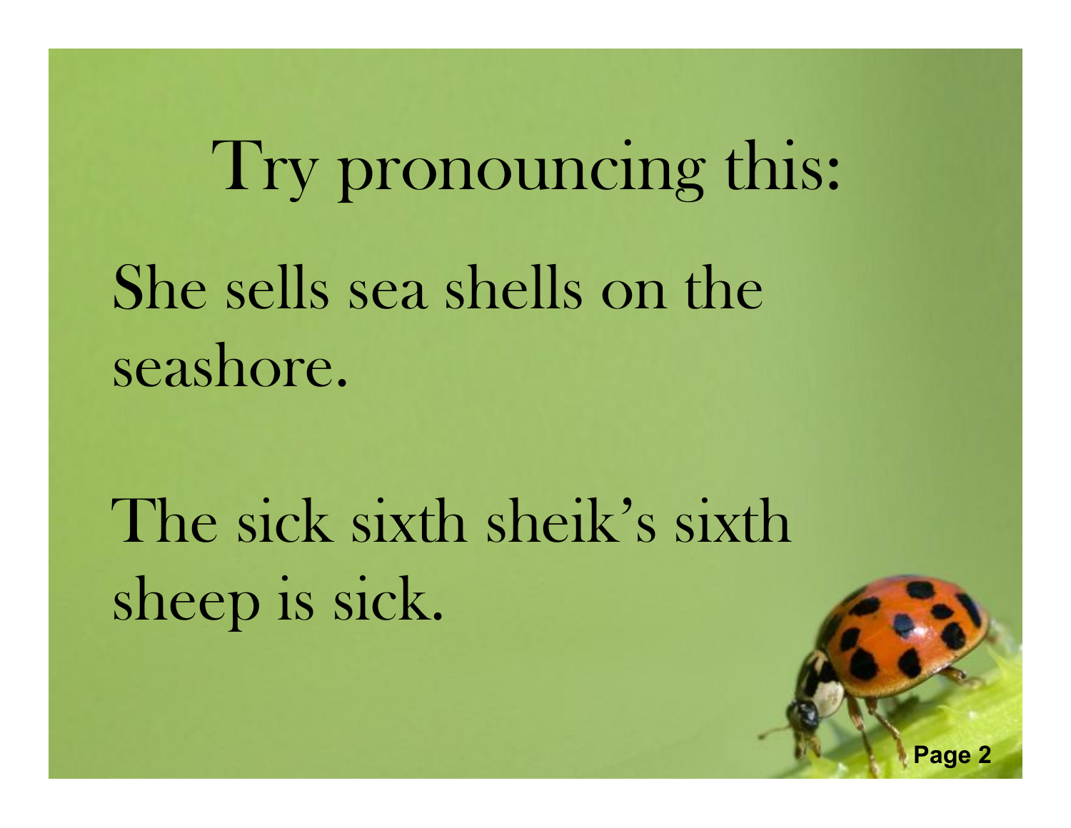# Try pronouncing this:

She sells sea shells on the seashore.

The sick sixth sheik's sixth sheep is sick.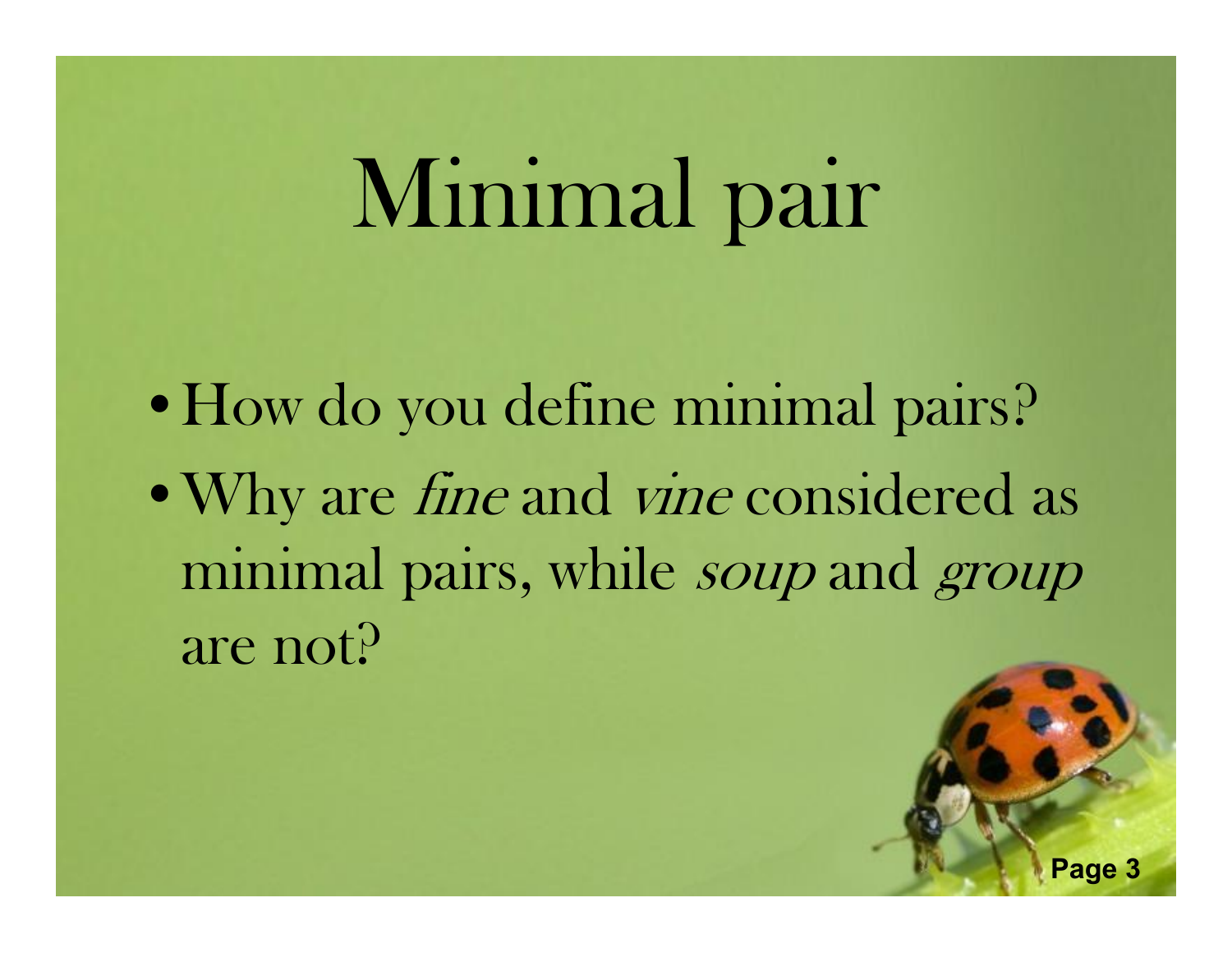# Minimal pair

- How do you define minimal pairs?
- Why are *fine* and *vine* considered as minimal pairs, while *soup* and *group* are not?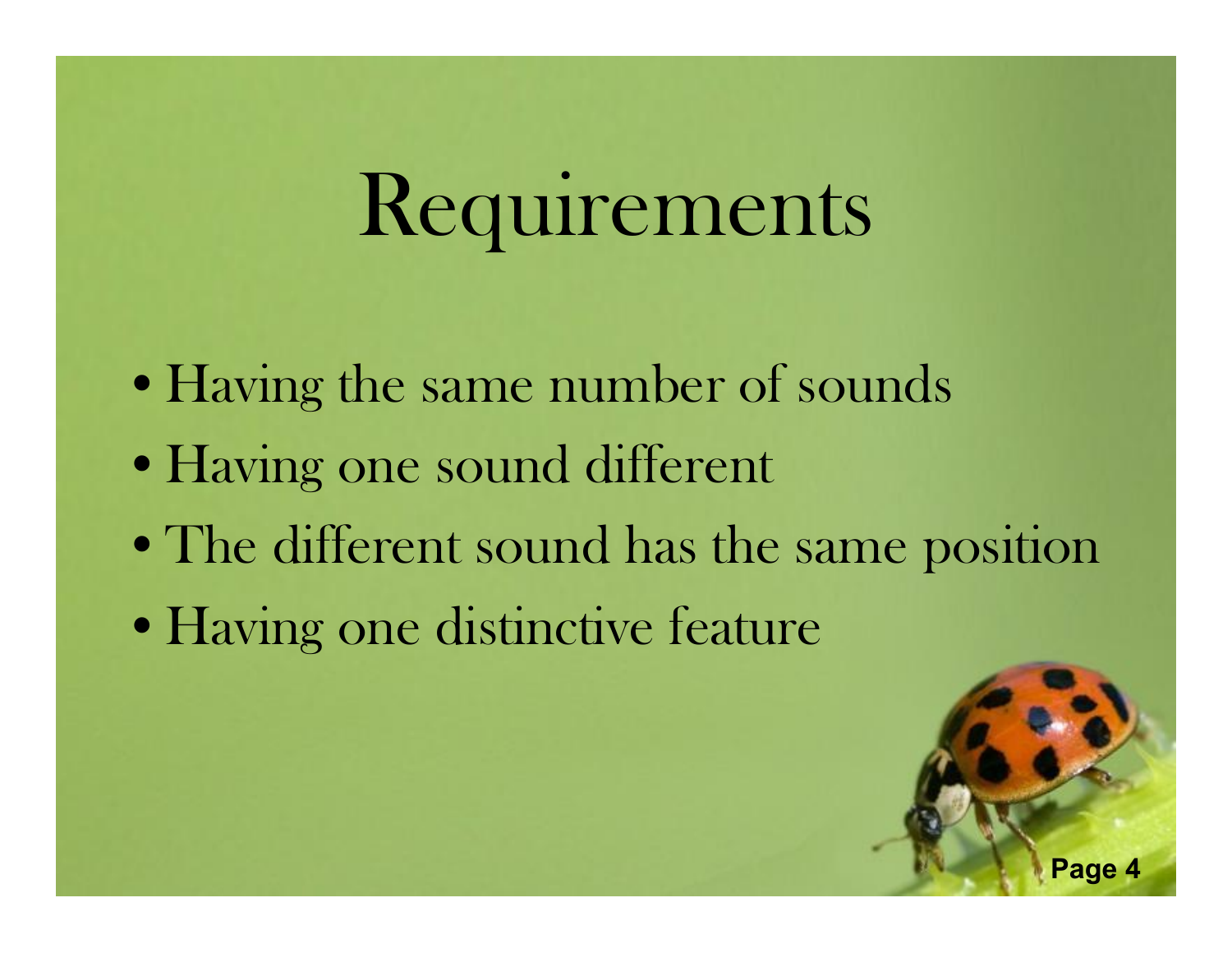# Requirements

- Having the same number of sounds
- Having one sound different
- The different sound has the same position
- Having one distinctive feature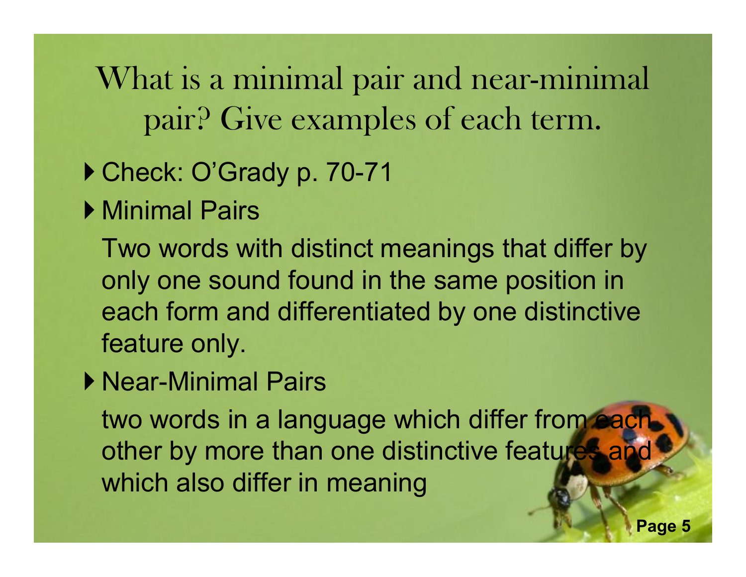# What is a minimal pair and near-minimal pair? Give examples of each term.

- Check: O'Grady p. 70-71
- Minimal Pairs

  Two words with distinct meanings that differ by only one sound found in the same position in each form and differentiated by one distinctive feature only.

- Near-Minimal Pairs

  two words in a language which differ from each other by more than one distinctive features and which also differ in meaning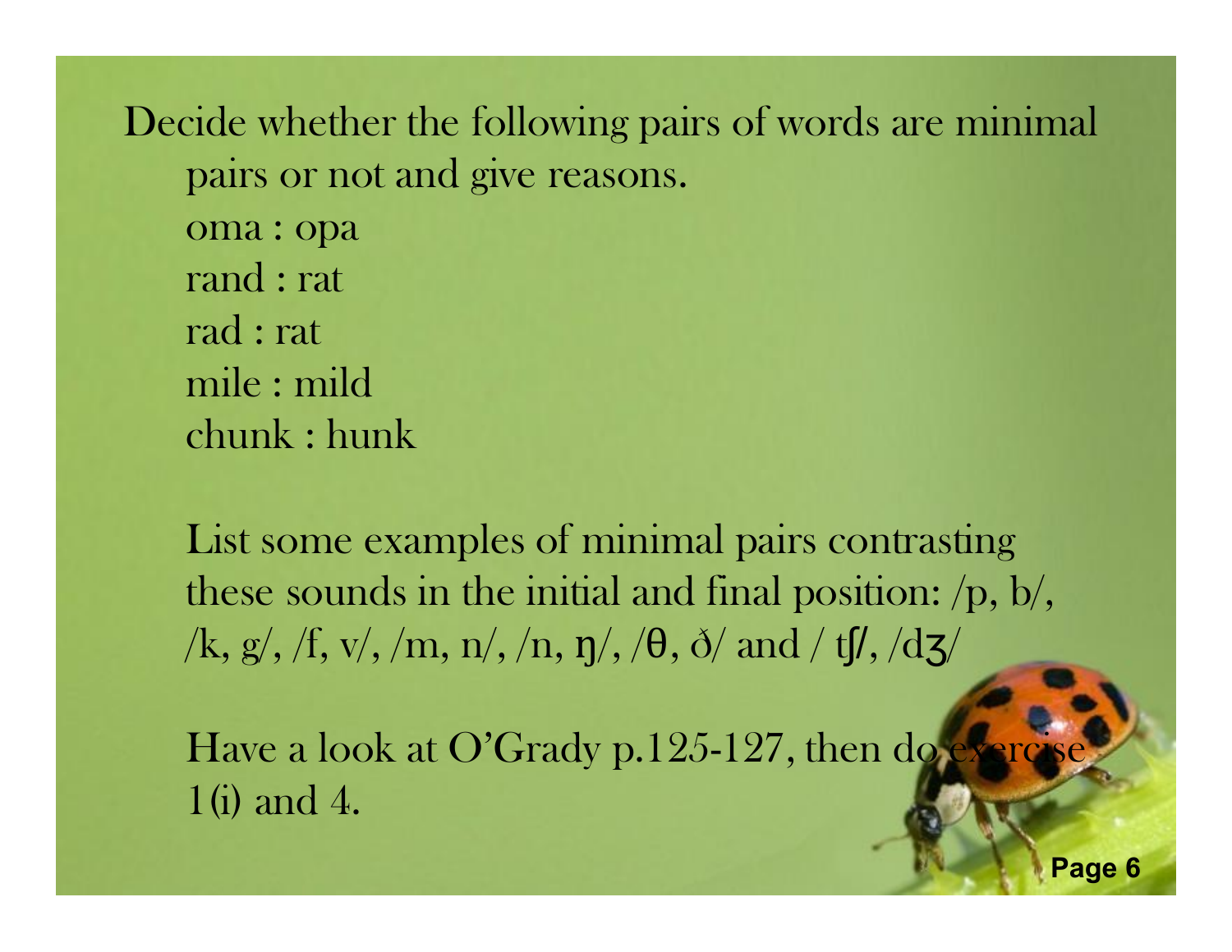Decide whether the following pairs of words are minimal pairs or not and give reasons.

oma : opa
rand : rat
rad : rat
mile : mild
chunk : hunk

List some examples of minimal pairs contrasting these sounds in the initial and final position: /p, b/, /k, g/, /f, v/, /m, n/, /n, ŋ/, /θ, ð/ and / tʃ/, /dʒ/

Have a look at O'Grady p.125-127, then do exercise 1(i) and 4.